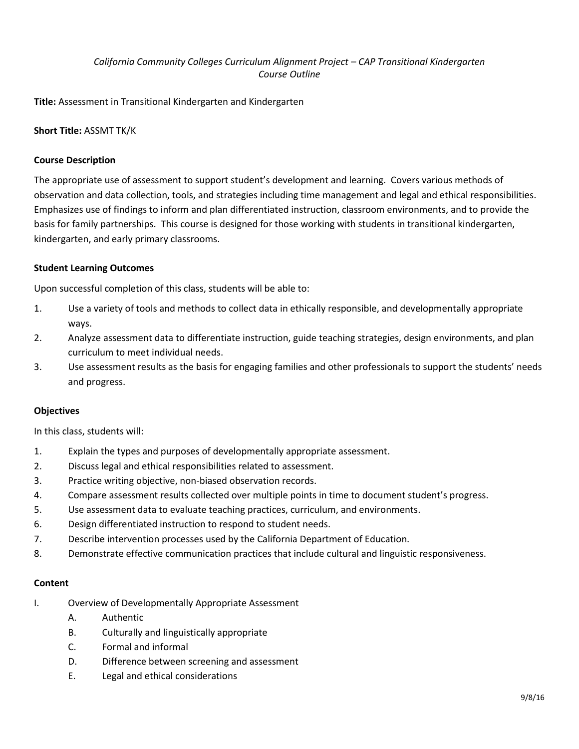*California Community Colleges Curriculum Alignment Project – CAP Transitional Kindergarten*
*Course Outline*

**Title:** Assessment in Transitional Kindergarten and Kindergarten

**Short Title:** ASSMT TK/K

### Course Description

The appropriate use of assessment to support student's development and learning. Covers various methods of observation and data collection, tools, and strategies including time management and legal and ethical responsibilities. Emphasizes use of findings to inform and plan differentiated instruction, classroom environments, and to provide the basis for family partnerships. This course is designed for those working with students in transitional kindergarten, kindergarten, and early primary classrooms.

### Student Learning Outcomes

Upon successful completion of this class, students will be able to:

1. Use a variety of tools and methods to collect data in ethically responsible, and developmentally appropriate ways.
2. Analyze assessment data to differentiate instruction, guide teaching strategies, design environments, and plan curriculum to meet individual needs.
3. Use assessment results as the basis for engaging families and other professionals to support the students' needs and progress.

### Objectives

In this class, students will:

1. Explain the types and purposes of developmentally appropriate assessment.
2. Discuss legal and ethical responsibilities related to assessment.
3. Practice writing objective, non-biased observation records.
4. Compare assessment results collected over multiple points in time to document student's progress.
5. Use assessment data to evaluate teaching practices, curriculum, and environments.
6. Design differentiated instruction to respond to student needs.
7. Describe intervention processes used by the California Department of Education.
8. Demonstrate effective communication practices that include cultural and linguistic responsiveness.

### Content

I. Overview of Developmentally Appropriate Assessment
   - A. Authentic
   - B. Culturally and linguistically appropriate
   - C. Formal and informal
   - D. Difference between screening and assessment
   - E. Legal and ethical considerations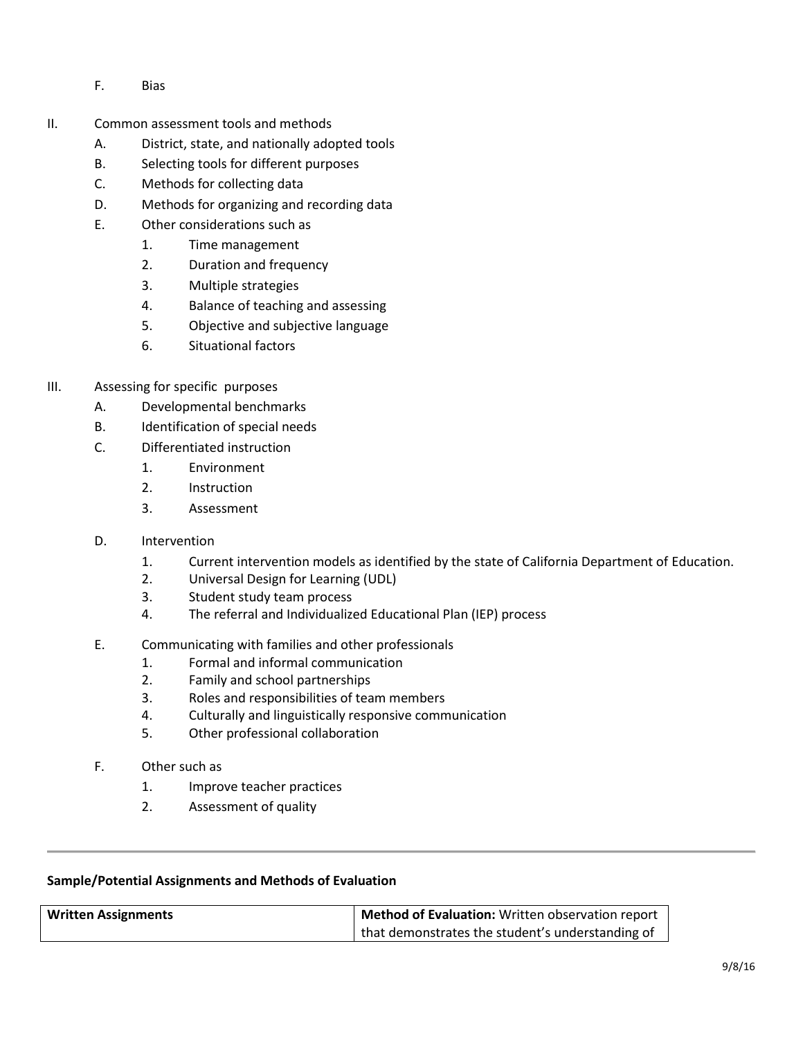F. Bias

II. Common assessment tools and methods
   A. District, state, and nationally adopted tools
   B. Selecting tools for different purposes
   C. Methods for collecting data
   D. Methods for organizing and recording data
   E. Other considerations such as
      1. Time management
      2. Duration and frequency
      3. Multiple strategies
      4. Balance of teaching and assessing
      5. Objective and subjective language
      6. Situational factors

III. Assessing for specific purposes
   A. Developmental benchmarks
   B. Identification of special needs
   C. Differentiated instruction
      1. Environment
      2. Instruction
      3. Assessment
   D. Intervention
      1. Current intervention models as identified by the state of California Department of Education.
      2. Universal Design for Learning (UDL)
      3. Student study team process
      4. The referral and Individualized Educational Plan (IEP) process
   E. Communicating with families and other professionals
      1. Formal and informal communication
      2. Family and school partnerships
      3. Roles and responsibilities of team members
      4. Culturally and linguistically responsive communication
      5. Other professional collaboration
   F. Other such as
      1. Improve teacher practices
      2. Assessment of quality

---

**Sample/Potential Assignments and Methods of Evaluation**

| **Written Assignments** | **Method of Evaluation:** Written observation report that demonstrates the student's understanding of |
| --- | --- |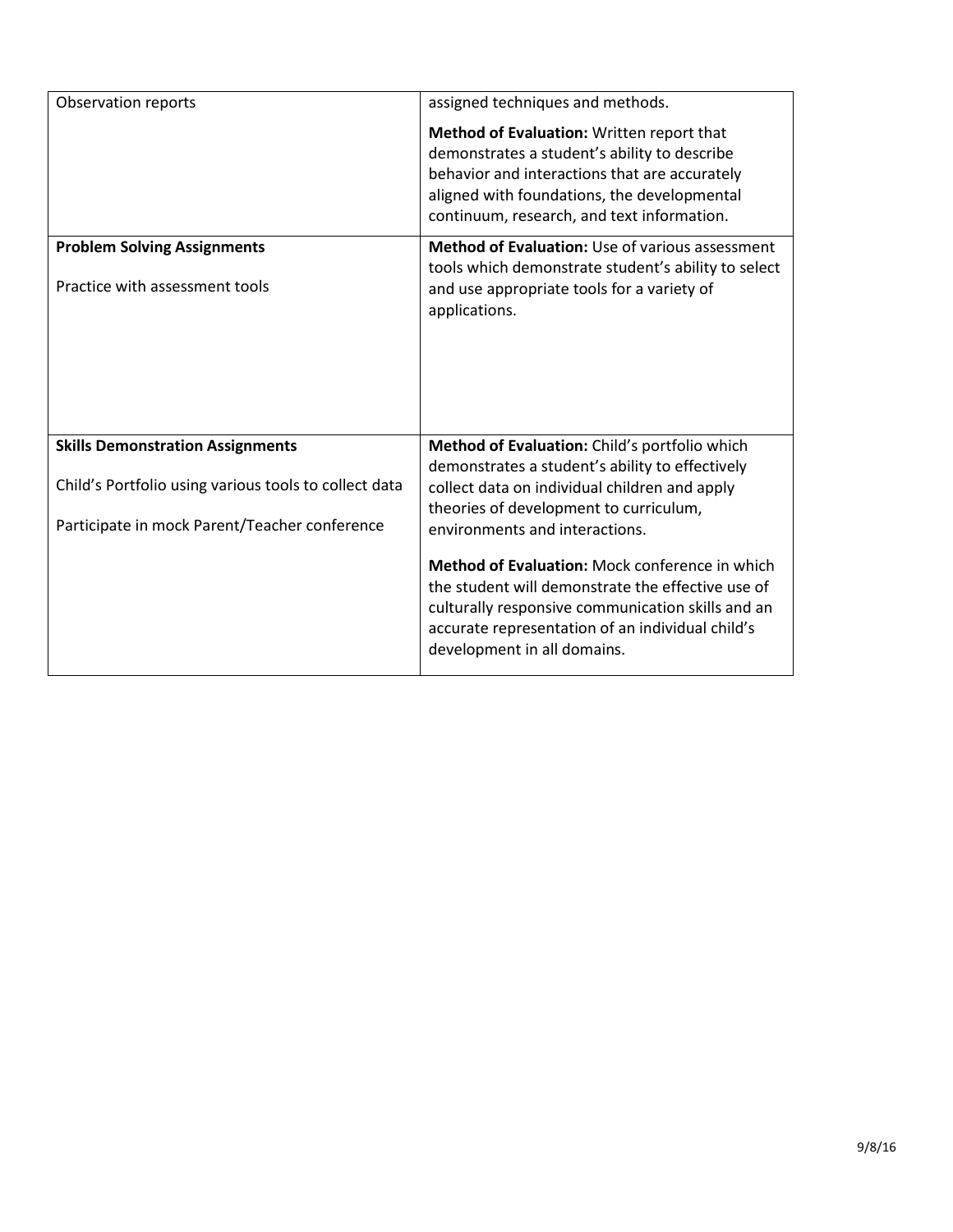| | |
|---|---|
| Observation reports | assigned techniques and methods.<br><br>**Method of Evaluation:** Written report that demonstrates a student's ability to describe behavior and interactions that are accurately aligned with foundations, the developmental continuum, research, and text information. |
| **Problem Solving Assignments**<br><br>Practice with assessment tools | **Method of Evaluation:** Use of various assessment tools which demonstrate student's ability to select and use appropriate tools for a variety of applications. |
| **Skills Demonstration Assignments**<br><br>Child's Portfolio using various tools to collect data<br><br>Participate in mock Parent/Teacher conference | **Method of Evaluation:** Child's portfolio which demonstrates a student's ability to effectively collect data on individual children and apply theories of development to curriculum, environments and interactions.<br><br>**Method of Evaluation:** Mock conference in which the student will demonstrate the effective use of culturally responsive communication skills and an accurate representation of an individual child's development in all domains. |

9/8/16